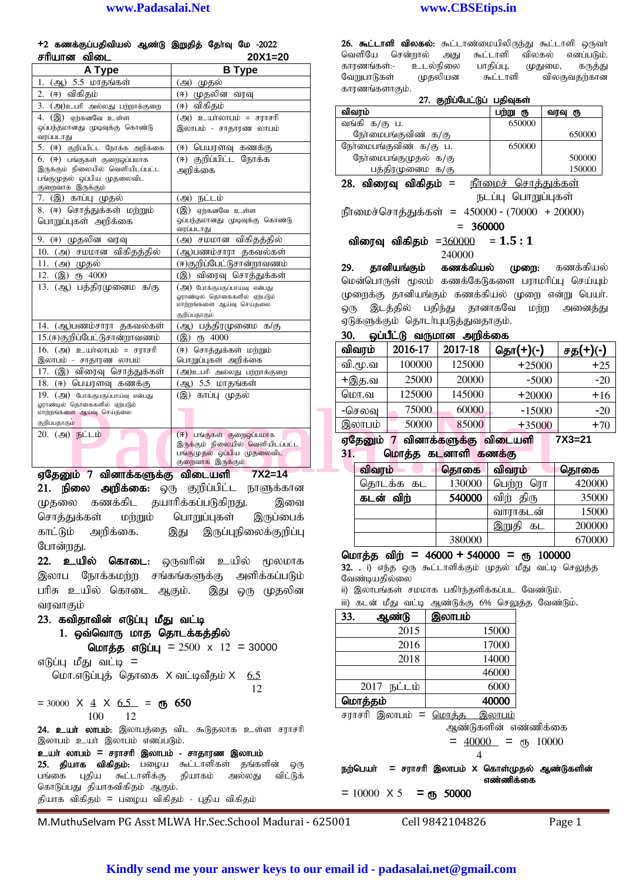**+2 கணக்குப்பதிவியல் ஆண்டு இறுதித் தேர்வு மே -2022**

**சரியான விடை 20X1=20**

| A Type | B Type |
|---|---|
| 1. (ஆ) 5.5 மாதங்கள் | (அ) முதல் |
| 2. (ஈ) விகிதம் | (ஈ) முதலின வரவு |
| 3. (அ)உபரி அல்லது பற்றாக்குறை | (ஈ) விகிதம் |
| 4. (இ) ஏற்கனவே உள்ள ஒப்பந்தமானது முடிவுக்கு கொண்டு வரப்படாது | (அ) உயர்லாபம் = சராசரி இலாபம் - சாதாரண லாபம் |
| 5. (ஈ) குறிப்பிட்ட நோக்க அறிக்கை | (ஈ) பெயரளவு கணக்கு |
| 6. (ஈ) பங்குகள் குறைஒப்பமாக இருக்கும் நிலையில் வெளியிடப்பட்ட பங்குமுதல் ஒப்பிய முதலைவிட குறைவாக இருக்கும் | (ஈ) குறிப்பிட்ட நோக்க அறிக்கை |
| 7. (இ) காப்பு முதல் | (அ) நட்டம் |
| 8. (ஈ) சொத்துக்கள் மற்றும் பொறுப்புகள் அறிக்கை | (இ) ஏற்கனவே உள்ள ஒப்பந்தமானது முடிவுக்கு கொண்டு வரப்படாது |
| 9. (ஈ) முதலின வரவு | (அ) சமமான விகிதத்தில் |
| 10. (அ) சமமான விகிதத்தில் | (ஆ)பணம்சாரா தகவல்கள் |
| 11. (அ) முதல் | (ஈ)குறிப்பேட்டுசான்றாவணம் |
| 12. (இ) ரூ 4000 | (இ) விரைவு சொத்துக்கள் |
| 13. (ஆ) பத்திரமுனைம க/கு | (அ) போக்குபகுப்பாய்வு என்பது ஓராண்டில் தொகைகளில் ஏற்படும் மாற்றங்களை ஆய்வு செய்தலை குறிப்பதாகும் |
| 14. (ஆ)பணம்சாரா தகவல்கள் | (ஆ) பத்திரமுனைம க/கு |
| 15.(ஈ)குறிப்பேட்டுசான்றாவணம் | (இ) ரூ 4000 |
| 16. (அ) உயர்லாபம் = சராசரி இலாபம் - சாதாரண லாபம் | (ஈ) சொத்துக்கள் மற்றும் பொறுப்புகள் அறிக்கை |
| 17. (இ) விரைவு சொத்துக்கள் | (அ)உபரி அல்லது பற்றாக்குறை |
| 18. (ஈ) பெயரளவு கணக்கு | (ஆ) 5.5 மாதங்கள் |
| 19. (அ) போக்குபகுப்பாய்வு என்பது ஓராண்டில் தொகைகளில் ஏற்படும் மாற்றங்களை ஆய்வு செய்தலை குறிப்பதாகும் | (இ) காப்பு முதல் |
| 20. (அ) நட்டம் | (ஈ) பங்குகள் குறைஒப்பமாக இருக்கும் நிலையில் வெளியிடப்பட்ட பங்குமுதல் ஒப்பிய முதலைவிட குறைவாக இருக்கும் |

**ஏதேனும் 7 வினாக்களுக்கு விடையளி 7X2=14**

**21. நிலை அறிக்கை:** ஒரு குறிப்பிட்ட நாளுக்கான முதலை கணக்கிட தயாரிக்கப்படுகிறது. இவை சொத்துக்கள் மற்றும் பொறுப்புகள் இருப்பைக் காட்டும் அறிக்கை. இது இருப்புநிலைக்குறிப்பு போன்றது.

**22. உயில் கொடை:** ஒருவரின் உயில் மூலமாக இலாப நோக்கமற்ற சங்கங்களுக்கு அளிக்கப்படும் பரிசு உயில் கொடை ஆகும். இது ஒரு முதலின வரவாகும்

**23. கவிதாவின் எடுப்பு மீது வட்டி**

1. **ஒவ்வொரு மாத தொடக்கத்தில்**

**மொத்த எடுப்பு** = 2500 x 12 = 30000

எடுப்பு மீது வட்டி =

மொ.எடுப்புத் தொகை X வட்டிவீதம் X $\frac{6.5}{12}$

$= 30000 \times \frac{4}{100} \times \frac{6.5}{12}$ = **ரூ 650**

**24. உயர் லாபம்:** இலாபத்தை விட கூடுதலாக உள்ள சராசரி இலாபம் உயர் இலாபம் எனப்படும்.

**உயர் லாபம் = சராசரி இலாபம் - சாதாரண இலாபம்**

**25. தியாக விகிதம்:** பழைய கூட்டாளிகள் தங்களின் ஒரு பங்கை புதிய கூட்டாளிக்கு தியாகம் அல்லது விட்டுக் கொடுப்பது தியாகவிகிதம் ஆகும்.

தியாக விகிதம் = பழைய விகிதம் - புதிய விகிதம்

**26. கூட்டாளி விலகல்:** கூட்டாண்மையிலிருந்து கூட்டாளி ஒருவர் வெளியே சென்றால் அது கூட்டாளி விலகல் எனப்படும். காரணங்கள்:- உடல்நிலை பாதிப்பு, முதுமை, கருத்து வேறுபாடுகள் முதலியன கூட்டாளி விலகுவதற்கான காரணங்களாகும்.

**27. குறிப்பேட்டுப் பதிவுகள்**

| விவரம் | பற்று ரூ | வரவு ரூ |
|---|---|---|
| வங்கி க/கு ப. | 650000 | |
| நேர்மைபங்குவிண் க/கு | | 650000 |
| நேர்மைபங்குவிண் க/கு ப. | 650000 | |
| நேர்மைபங்குமுதல் க/கு | | 500000 |
| பத்திரமுனைம க/கு | | 150000 |

**28. விரைவு விகிதம்** = $\frac{\text{நீர்மைச் சொத்துக்கள்}}{\text{நடப்பு பொறுப்புகள்}}$

நீர்மைச்சொத்துக்கள் = 450000 - (70000 + 20000)

= 360000

**விரைவு விகிதம்** = $\frac{360000}{240000}$ = **1.5 : 1**

**29. தானியங்கும் கணக்கியல் முறை:** கணக்கியல் மென்பொருள் மூலம் கணக்கேடுகளை பராமரிப்பு செய்யும் முறைக்கு தானியங்கும் கணக்கியல் முறை என்று பெயர். ஒரு இடத்தில் பதிந்து தானாகவே மற்ற அனைத்து ஏடுகளுக்கும் தொடர்புபடுத்துவதாகும்.

**30. ஒப்பீட்டு வருமான அறிக்கை**

| விவரம் | 2016-17 | 2017-18 | தொ(+)(-) | சத(+)(-) |
|---|---|---|---|---|
| வி.மூ.வ | 100000 | 125000 | +25000 | +25 |
| +இத.வ | 25000 | 20000 | -5000 | -20 |
| மொ.வ | 125000 | 145000 | +20000 | +16 |
| -செலவு | 75000 | 60000 | -15000 | -20 |
| இலாபம் | 50000 | 85000 | +35000 | +70 |

**ஏதேனும் 7 வினாக்களுக்கு விடையளி 7X3=21**

**31. மொத்த கடனாளி கணக்கு**

| விவரம் | தொகை | விவரம் | தொகை |
|---|---|---|---|
| தொடக்க கட | 130000 | பெற்ற ரொ | 420000 |
| **கடன் விற்** | **540000** | விற் திரு | 35000 |
| | | வாராகடன் | 15000 |
| | | இறுதி கட | 200000 |
| | 380000 | | 670000 |

**மொத்த விற் = 46000 + 540000 = ரூ 100000**

**32.** . i) எந்த ஒரு கூட்டாளிக்கும் முதல் மீது வட்டி செலுத்த வேண்டியதில்லை

ii) இலாபங்கள் சமமாக பகிர்ந்தளிக்கப்பட வேண்டும்.

iii) கடன் மீது வட்டி ஆண்டுக்கு 6% செலுத்த வேண்டும்.

**33.**

| ஆண்டு | இலாபம் |
|---|---|
| 2015 | 15000 |
| 2016 | 17000 |
| 2018 | 14000 |
| | 46000 |
| 2017 நட்டம் | 6000 |
| **மொத்தம்** | **40000** |

சராசரி இலாபம் = $\frac{\text{மொத்த இலாபம்}}{\text{ஆண்டுகளின் எண்ணிக்கை}}$

$= \frac{40000}{4}$ = ரூ 10000

**நற்பெயர் = சராசரி இலாபம் X கொள்முதல் ஆண்டுகளின் எண்ணிக்கை**

= 10000 X 5 **= ரூ 50000**

M.MuthuSelvam PG Asst MLWA Hr.Sec.School Madurai - 625001 Cell 9842104826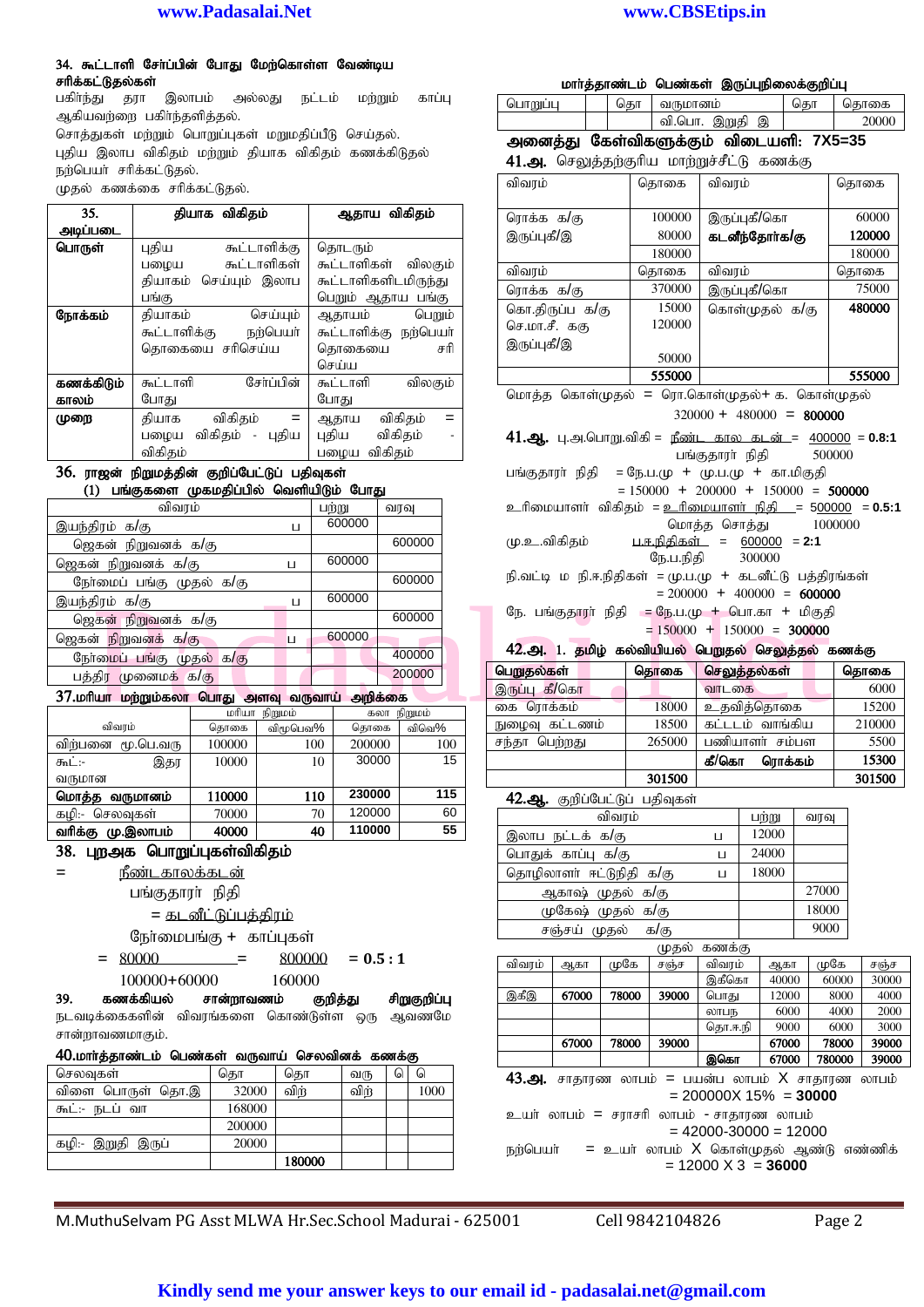**34. கூட்டாளி சேர்ப்பின் போது மேற்கொள்ள வேண்டிய சரிக்கட்டுதல்கள்**

பகிர்ந்து தரா இலாபம் அல்லது நட்டம் மற்றும் காப்பு ஆகியவற்றை பகிர்ந்தளித்தல்.

சொத்துகள் மற்றும் பொறுப்புகள் மறுமதிப்பீடு செய்தல்.

புதிய இலாப விகிதம் மற்றும் தியாக விகிதம் கணக்கிடுதல்

நற்பெயர் சரிக்கட்டுதல்.

முதல் கணக்கை சரிக்கட்டுதல்.

| 35. அடிப்படை | தியாக விகிதம் | ஆதாய விகிதம் |
|---|---|---|
| பொருள் | புதிய கூட்டாளிக்கு பழைய கூட்டாளிகள் தியாகம் செய்யும் இலாப பங்கு | தொடரும் கூட்டாளிகள் விலகும் கூட்டாளிகளிடமிருந்து பெறும் ஆதாய பங்கு |
| நோக்கம் | தியாகம் செய்யும் கூட்டாளிக்கு நற்பெயர் தொகையை சரிசெய்ய | ஆதாயம் பெறும் கூட்டாளிக்கு நற்பெயர் தொகையை சரி செய்ய |
| கணக்கிடும் காலம் | கூட்டாளி சேர்ப்பின் போது | கூட்டாளி விலகும் போது |
| முறை | தியாக விகிதம் = பழைய விகிதம் - புதிய விகிதம் | ஆதாய விகிதம் = புதிய விகிதம் - பழைய விகிதம் |

**36. ராஜன் நிறுமத்தின் குறிப்பேட்டுப் பதிவுகள்**

(1) பங்குகளை முகமதிப்பிலேயே வெளியிடும் போது

| விவரம் | | பற்று | வரவு |
|---|---|---|---|
| இயந்திரம் க/கு | ப | 600000 | |
| ஜெகன் நிறுவனக் க/கு | | | 600000 |
| ஜெகன் நிறுவனக் க/கு | ப | 600000 | |
| நேர்மைப் பங்கு முதல் க/கு | | | 600000 |
| இயந்திரம் க/கு | ப | 600000 | |
| ஜெகன் நிறுவனக் க/கு | | | 600000 |
| ஜெகன் நிறுவனக் க/கு | ப | 600000 | |
| நேர்மைப் பங்கு முதல் க/கு | | | 400000 |
| பத்திர முனைமக் க/கு | | | 200000 |

**37. மரியா மற்றும்கலா பொது அளவு வருவாய் அறிக்கை**

| விவரம் | மரியா நிறுமம் தொகை | விழுபெவு% | கலா நிறுமம் தொகை | விவெ% |
|---|---|---|---|---|
| விற்பனை மூ.பெ.வரு | 100000 | 100 | 200000 | 100 |
| கூட்:- இதர வருமான | 10000 | 10 | 30000 | 15 |
| **மொத்த வருமானம்** | **110000** | **110** | **230000** | **115** |
| கழி:- செலவுகள் | 70000 | 70 | 120000 | 60 |
| **வரிக்கு மு.இலாபம்** | **40000** | **40** | **110000** | **55** |

**38. புறஅக பொறுப்புகள்விகிதம்**

$$= \frac{\text{நீண்டகாலக்கடன்}}{\text{பங்குதாரர் நிதி}} = \frac{\text{கடனீட்டுப்பத்திரம்}}{\text{நேர்மைபங்கு + காப்புகள்}}$$

$$= \frac{80000}{100000+60000} = \frac{800000}{160000} = 0.5 : 1$$

**39. கணக்கியல் சான்றாவணம் குறித்து சிறுகுறிப்பு**

நடவடிக்கைகளின் விவரங்களை கொண்டுள்ள ஒரு ஆவணமே சான்றாவணமாகும்.

**40. மார்த்தாண்டம் பெண்கள் வருவாய் செலவினக் கணக்கு**

| செலவுகள் | தொ | தொ | வரு | ெ | ெ |
|---|---|---|---|---|---|
| விளை பொருள் தொ.இ | 32000 | விற் | விற் | | 1000 |
| கூட்:- நடப் வா | 168000 | | | | |
| | 200000 | | | | |
| கழி:- இறுதி இருப் | 20000 | | | | |
| | | 180000 | | | |

**மார்த்தாண்டம் பெண்கள் இருப்புநிலைக்குறிப்பு**

| பொறுப்பு | தொ | வருமானம் | தொ | தொகை |
|---|---|---|---|---|
| | | வி.பொ. இறுதி இ | | 20000 |

**அனைத்து கேள்விகளுக்கும் விடையளி: 7X5=35**

**41.அ.** செலுத்தற்குரிய மாற்றுச்சீட்டு கணக்கு

| விவரம் | தொகை | விவரம் | தொகை |
|---|---|---|---|
| ரொக்க க/கு | 100000 | இருப்புகீ/கொ | 60000 |
| இருப்புகீ/இ | 80000 | **கடனீந்தோர்க/கு** | **120000** |
| | 180000 | | 180000 |

| விவரம் | தொகை | விவரம் | தொகை |
|---|---|---|---|
| ரொக்க க/கு | 370000 | இருப்புகீ/கொ | 75000 |
| கொ.திருப்ப க/கு | 15000 | கொள்முதல் க/கு | **480000** |
| செ.மா.சீ. கணக்கு | 120000 | | |
| இருப்புகீ/இ | 50000 | | |
| | **555000** | | **555000** |

மொத்த கொள்முதல் = ரொ.கொள்முதல்+ க. கொள்முதல்

320000 + 480000 = **800000**

**41.ஆ.** பு.அ.பொறு.விகி = $\frac{\text{நீண்ட கால கடன்}}{\text{பங்குதாரர் நிதி}} = \frac{400000}{500000}$ = **0.8:1**

பங்குதாரர் நிதி = நே.ப.மு + மு.ப.மு + கா.மிகுதி

= 150000 + 200000 + 150000 = **500000**

உரிமையாளர் விகிதம் = $\frac{\text{உரிமையாளர் நிதி}}{\text{மொத்த சொத்து}} = \frac{500000}{1000000}$ = **0.5:1**

மு.உ.விகிதம் = $\frac{\text{ப.சு.நிதிகள்}}{\text{நே.ப.நிதி}} = \frac{600000}{300000}$ = **2:1**

நி.வட்டி ம நி.சு.நிதிகள் = மு.ப.மு + கடனீட்டு பத்திரங்கள்

= 200000 + 400000 = **600000**

நே. பங்குதாரர் நிதி = நே.ப.மு + பொ.கா + மிகுதி

= 150000 + 150000 = **300000**

**42.அ. 1. தமிழ் கல்வியியல் பெறுதல் செலுத்தல் கணக்கு**

| பெறுதல்கள் | தொகை | செலுத்தல்கள் | தொகை |
|---|---|---|---|
| இருப்பு கீ/கொ | | வாடகை | 6000 |
| கை ரொக்கம் | 18000 | உதவித்தொகை | 15200 |
| நுழைவு கட்டணம் | 18500 | கட்டடம் வாங்கிய | 210000 |
| சந்தா பெற்றது | 265000 | பணியாளர் சம்பள | 5500 |
| | | **கீ/கொ ரொக்கம்** | **15300** |
| | **301500** | | **301500** |

**42.ஆ.** குறிப்பேட்டுப் பதிவுகள்

| விவரம் | | பற்று | வரவு |
|---|---|---|---|
| இலாப நட்டக் க/கு | ப | 12000 | |
| பொதுக் காப்பு க/கு | ப | 24000 | |
| தொழிலாளர் ஈட்டுநிதி க/கு | ப | 18000 | |
| ஆகாஷ் முதல் க/கு | | | 27000 |
| முகேஷ் முதல் க/கு | | | 18000 |
| சஞ்சய் முதல் க/கு | | | 9000 |

முதல் கணக்கு

| விவரம் | ஆகா | முகே | சஞ்ச | விவரம் | ஆகா | முகே | சஞ்ச |
|---|---|---|---|---|---|---|---|
| | | | | இகீகொ | 40000 | 60000 | 30000 |
| இகீஇ | 67000 | 78000 | 39000 | பொது | 12000 | 8000 | 4000 |
| | | | | லாப.ந | 6000 | 4000 | 2000 |
| | | | | தொ.ஈ.நி | 9000 | 6000 | 3000 |
| | 67000 | 78000 | 39000 | | 67000 | 78000 | 39000 |
| | | | | இகொ | 67000 | 780000 | 39000 |

**43.அ.** சாதாரண லாபம் = பயன்ப லாபம் X சாதாரண லாபம்

= 200000X 15% = **30000**

உயர் லாபம் = சராசரி லாபம் - சாதாரண லாபம்

= 42000-30000 = 12000

நற்பெயர் = உயர் லாபம் X கொள்முதல் ஆண்டு எண்ணிக்

= 12000 X 3 = **36000**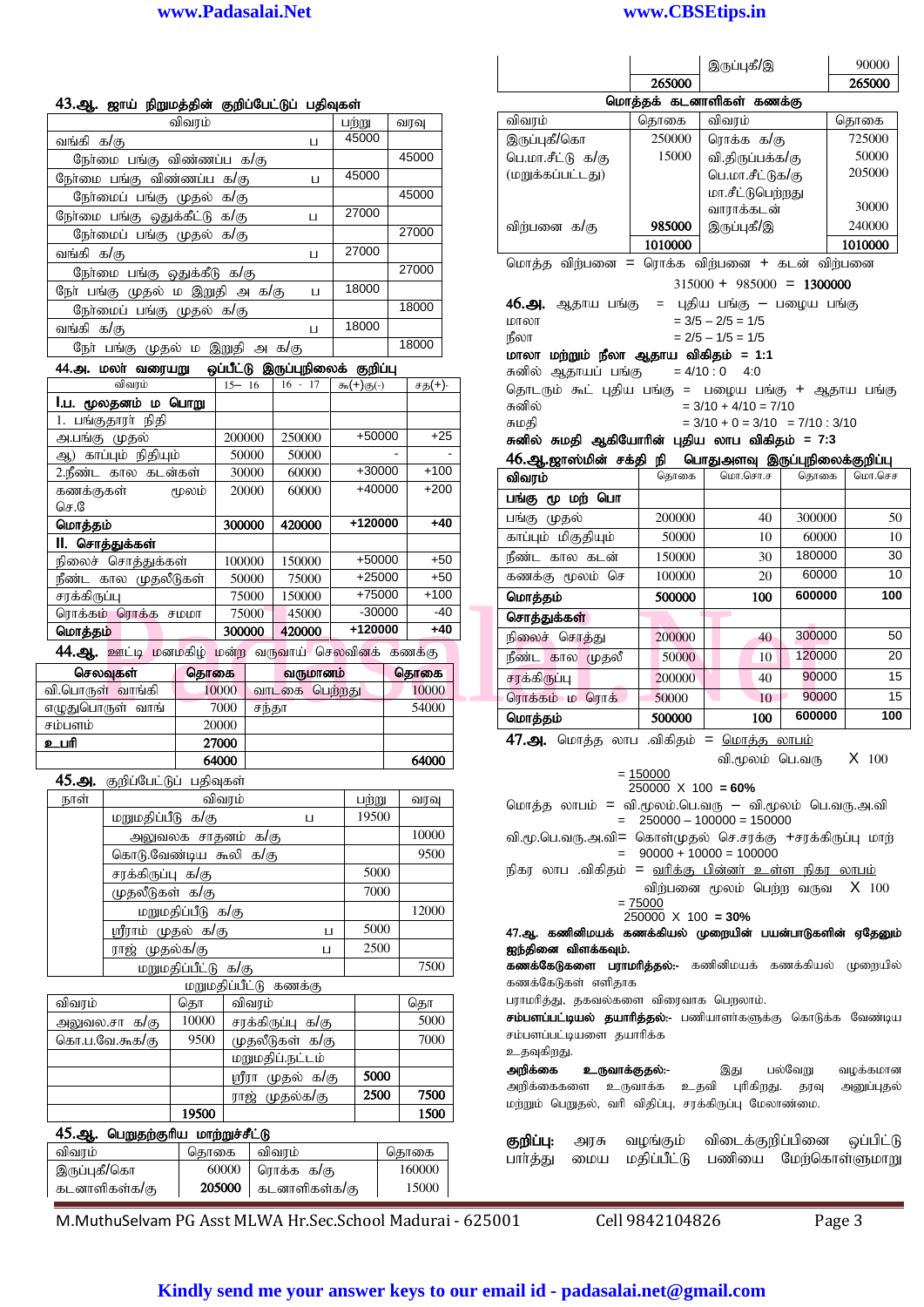**43.ஆ. ஜாய் நிறுமத்தின் குறிப்பேட்டுப் பதிவுகள்**

| விவரம் | | பற்று | வரவு |
|---|---|---|---|
| வங்கி க/கு | ப | 45000 | |
| நேர்மை பங்கு விண்ணப்ப க/கு | | | 45000 |
| நேர்மை பங்கு விண்ணப்ப க/கு | ப | 45000 | |
| நேர்மைப் பங்கு முதல் க/கு | | | 45000 |
| நேர்மை பங்கு ஒதுக்கீட்டு க/கு | ப | 27000 | |
| நேர்மைப் பங்கு முதல் க/கு | | | 27000 |
| வங்கி க/கு | ப | 27000 | |
| நேர்மை பங்கு ஒதுக்கீடு க/கு | | | 27000 |
| நேர் பங்கு முதல் ம இறுதி அ க/கு | ப | 18000 | |
| நேர்மைப் பங்கு முதல் க/கு | | | 18000 |
| வங்கி க/கு | ப | 18000 | |
| நேர் பங்கு முதல் ம இறுதி அ க/கு | | | 18000 |

**44.அ. மலர் வரையறு ஒப்பீட்டு இருப்புநிலைக் குறிப்பு**

| விவரம் | 15– 16 | 16 - 17 | கூ(+)கு(-) | சத(+)- |
|---|---|---|---|---|
| **I.ப. முலதனம் ம பொறு** | | | | |
| 1. பங்குதாரர் நிதி | | | | |
| அ.பங்கு முதல் | 200000 | 250000 | +50000 | +25 |
| ஆ) காப்பும் நிதியும் | 50000 | 50000 | - | - |
| 2.நீண்ட கால கடன்கள் | 30000 | 60000 | +30000 | +100 |
| கணக்குகள் மூலம் செ.ே | 20000 | 60000 | +40000 | +200 |
| **மொத்தம்** | **300000** | **420000** | **+120000** | **+40** |
| **II. சொத்துக்கள்** | | | | |
| நிலைச் சொத்துக்கள் | 100000 | 150000 | +50000 | +50 |
| நீண்ட கால முதலீடுகள் | 50000 | 75000 | +25000 | +50 |
| சரக்கிருப்பு | 75000 | 150000 | +75000 | +100 |
| ரொக்கம் ரொக்க சமமா | 75000 | 45000 | -30000 | -40 |
| **மொத்தம்** | **300000** | **420000** | **+120000** | **+40** |

**44.ஆ. ஊட்டி மனமகிழ் மன்ற வருவாய் செலவினக் கணக்கு**

| செலவுகள் | தொகை | வருமானம் | தொகை |
|---|---|---|---|
| வி.பொருள் வாங்கி | 10000 | வாடகை பெற்றது | 10000 |
| எழுதுபொருள் வாங் | 7000 | சந்தா | 54000 |
| சம்பளம் | 20000 | | |
| **உபரி** | **27000** | | |
| | **64000** | | **64000** |

**45.அ.** குறிப்பேட்டுப் பதிவுகள்

| நாள் | விவரம் | | பற்று | வரவு |
|---|---|---|---|---|
| | மறுமதிப்பீடு க/கு | ப | 19500 | |
| | அலுவலக சாதனம் க/கு | | | 10000 |
| | கொடு.வேண்டிய கூலி க/கு | | | 9500 |
| | சரக்கிருப்பு க/கு | | 5000 | |
| | முதலீடுகள் க/கு | | 7000 | |
| | மறுமதிப்பீடு க/கு | | | 12000 |
| | ஸ்ரீராம் முதல் க/கு | ப | 5000 | |
| | ராஜ் முதல்க/கு | ப | 2500 | |
| | மறுமதிப்பீட்டு க/கு | | | 7500 |

மறுமதிப்பீட்டு கணக்கு

| விவரம் | தொ | விவரம் | | தொ |
|---|---|---|---|---|
| அலுவல.சா க/கு | 10000 | சரக்கிருப்பு க/கு | | 5000 |
| கொ.ப.வே.கூக/கு | 9500 | முதலீடுகள் க/கு | | 7000 |
| | | மறுமதிப்.நட்டம் | | |
| | | ஸ்ரீரா முதல் க/கு | **5000** | |
| | | ராஜ் முதல்க/கு | **2500** | **7500** |
| | **19500** | | | **1500** |

**45.ஆ. பெறுதற்குரிய மாற்றுச்சீட்டு**

| விவரம் | தொகை | விவரம் | தொகை |
|---|---|---|---|
| இருப்புகீ/கொ | 60000 | ரொக்க க/கு | 160000 |
| கடனாளிகள்க/கு | **205000** | கடனாளிகள்க/கு | 15000 |
| | | இருப்புகீ/இ | 90000 |
| | **265000** | | **265000** |

**மொத்தக் கடனாளிகள் கணக்கு**

| விவரம் | தொகை | விவரம் | தொகை |
|---|---|---|---|
| இருப்புகீ/கொ | 250000 | ரொக்க க/கு | 725000 |
| பெ.மா.சீட்டு க/கு (மறுக்கப்பட்டது) | 15000 | வி.திருப்பக்க/கு | 50000 |
| | | பெ.மா.சீட்டுக/கு | 205000 |
| | | மா.சீட்டுபெற்றது வாராக்கடன் | 30000 |
| விற்பனை க/கு | **985000** | இருப்புகீ/இ | 240000 |
| | **1010000** | | **1010000** |

மொத்த விற்பனை = ரொக்க விற்பனை + கடன் விற்பனை

315000 + 985000 = **1300000**

**46.அ.** ஆதாய பங்கு = புதிய பங்கு – பழைய பங்கு

மாலா = 3/5 – 2/5 = 1/5

நீலா = 2/5 – 1/5 = 1/5

**மாலா மற்றும் நீலா ஆதாய விகிதம் = 1:1**

சுனில் ஆதாயப் பங்கு = 4/10 : 0 4:0

தொடரும் கூட் புதிய பங்கு = பழைய பங்கு + ஆதாய பங்கு

சுனில் = 3/10 + 4/10 = 7/10

சுமதி = 3/10 + 0 = 3/10 = 7/10 : 3/10

**சுனில் சுமதி ஆகியோரின் புதிய லாப விகிதம் = 7:3**

**46.ஆ.ஜாஸ்மின் சக்தி நி பொதுஅளவு இருப்புநிலைக்குறிப்பு**

| விவரம் | தொகை | மொ.சொ.ச | தொகை | மொ.சொச |
|---|---|---|---|---|
| **பங்கு மு மற் பொ** | | | | |
| பங்கு முதல் | 200000 | 40 | 300000 | 50 |
| காப்பும் மிகுதியும் | 50000 | 10 | 60000 | 10 |
| நீண்ட கால கடன் | 150000 | 30 | 180000 | 30 |
| கணக்கு மூலம் செ | 100000 | 20 | 60000 | 10 |
| **மொத்தம்** | **500000** | **100** | **600000** | **100** |
| **சொத்துக்கள்** | | | | |
| நிலைச் சொத்து | 200000 | 40 | 300000 | 50 |
| நீண்ட கால முதலீ | 50000 | 10 | 120000 | 20 |
| சரக்கிருப்பு | 200000 | 40 | 90000 | 15 |
| ரொக்கம் ம ரொக் | 50000 | 10 | 90000 | 15 |
| **மொத்தம்** | **500000** | **100** | **600000** | **100** |

**47.அ.** மொத்த லாப .விகிதம் = மொத்த லாபம் / வி.மூலம் பெ.வரு X 100

= 150000 / 250000 X 100 **= 60%**

மொத்த லாபம் = வி.மூலம்.பெ.வரு – வி.மூலம் பெ.வரு.அ.வி

= 250000 – 100000 = 150000

வி.மூ.பெ.வரு.அ.வி= கொள்முதல் செ.சரக்கு +சரக்கிருப்பு மாற்

= 90000 + 10000 = 100000

நிகர லாப .விகிதம் = வரிக்கு பின்னர் உள்ள நிகர லாபம் / விற்பனை மூலம் பெற்ற வருவ X 100

= 75000 / 250000 X 100 **= 30%**

**47.ஆ. கணினிமயக் கணக்கியல் முறையின் பயன்பாடுகளின் ஏதேனும் ஐந்தினை விளக்கவும்.**

**கணக்கேடுகளை பராமரித்தல்:-** கணினிமயக் கணக்கியல் முறையில் கணக்கேடுகள் எளிதாக பராமரித்து, தகவல்களை விரைவாக பெறலாம்.

**சம்பளப்பட்டியல் தயாரித்தல்:-** பணியாளர்களுக்கு கொடுக்க வேண்டிய சம்பளப்பட்டியலை தயாரிக்க உதவுகிறது.

**அறிக்கை உருவாக்குதல்:-** இது பல்வேறு வழக்கமான அறிக்கைகளை உருவாக்க உதவி புரிகிறது. தரவு அனுப்புதல் மற்றும் பெறுதல், வரி விதிப்பு, சரக்கிருப்பு மேலாண்மை.

**குறிப்பு:** அரசு வழங்கும் விடைக்குறிப்பினை ஒப்பிட்டு பார்த்து மைய மதிப்பீட்டு பணியை மேற்கொள்ளுமாறு

M.MuthuSelvam PG Asst MLWA Hr.Sec.School Madurai - 625001 Cell 9842104826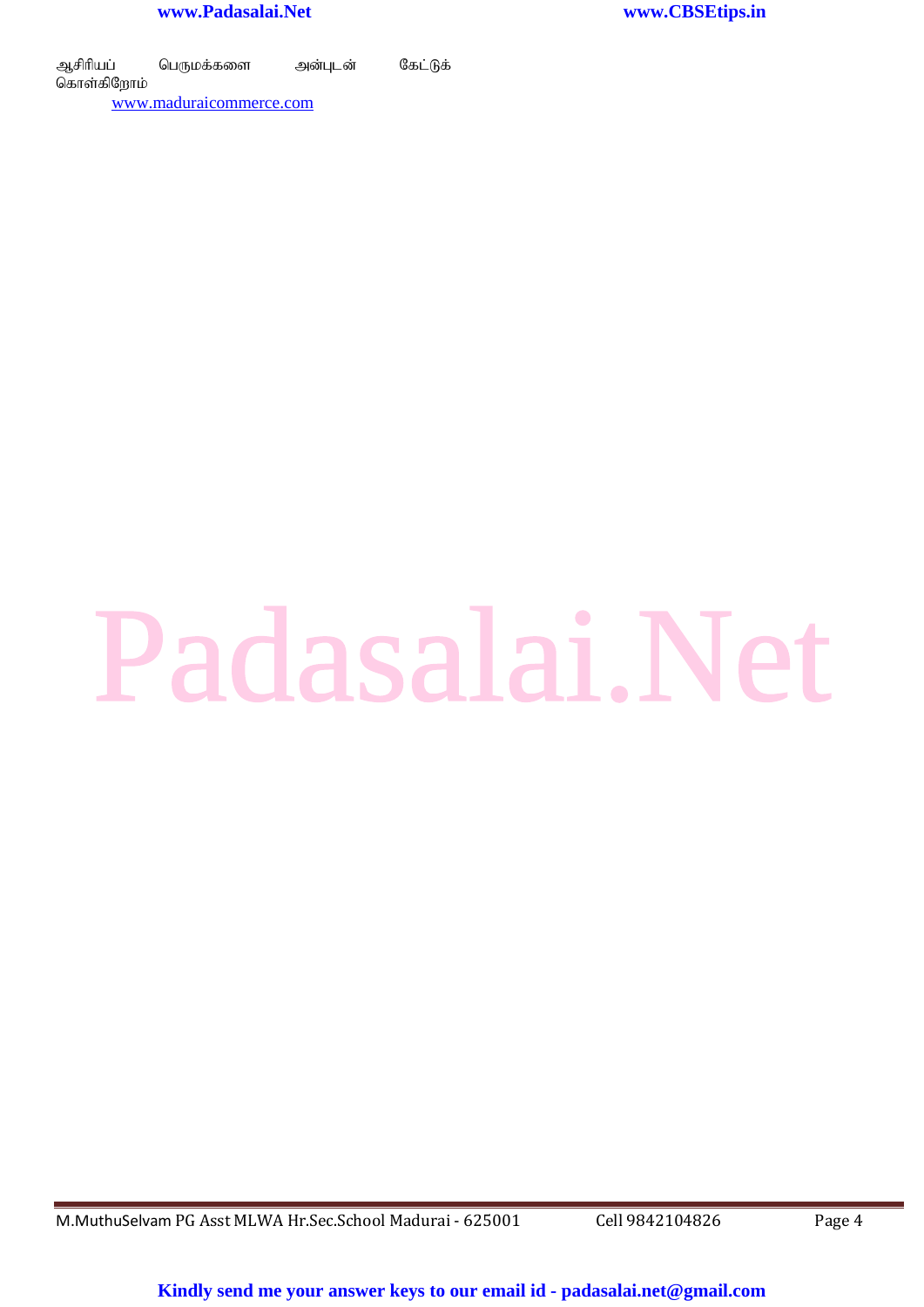ஆசிரியப் பெருமக்களை அன்புடன் கேட்டுக் கொள்கிறோம்

www.maduraicommerce.com